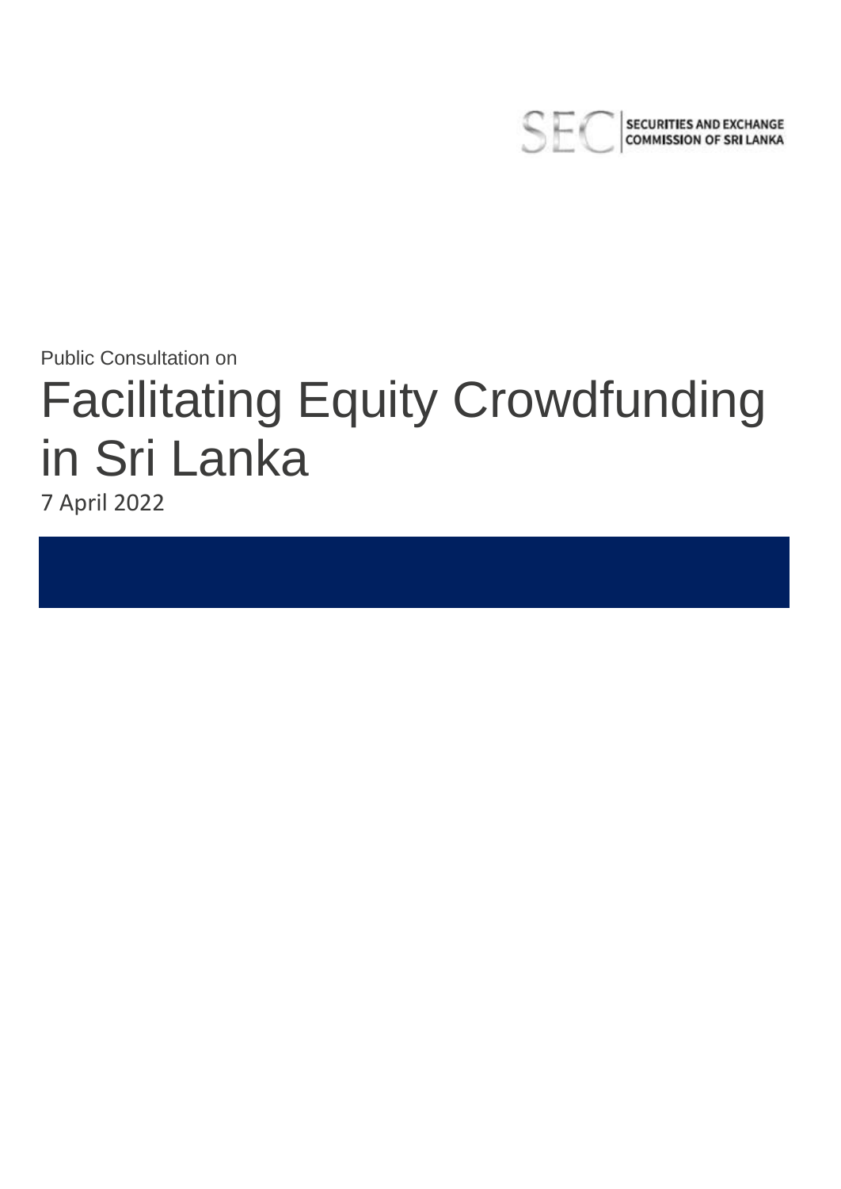SEC | SECURITIES AND EXCHANGE COMMISSION OF SRI LANKA

Public Consultation on

# Facilitating Equity Crowdfunding in Sri Lanka

7 April 2022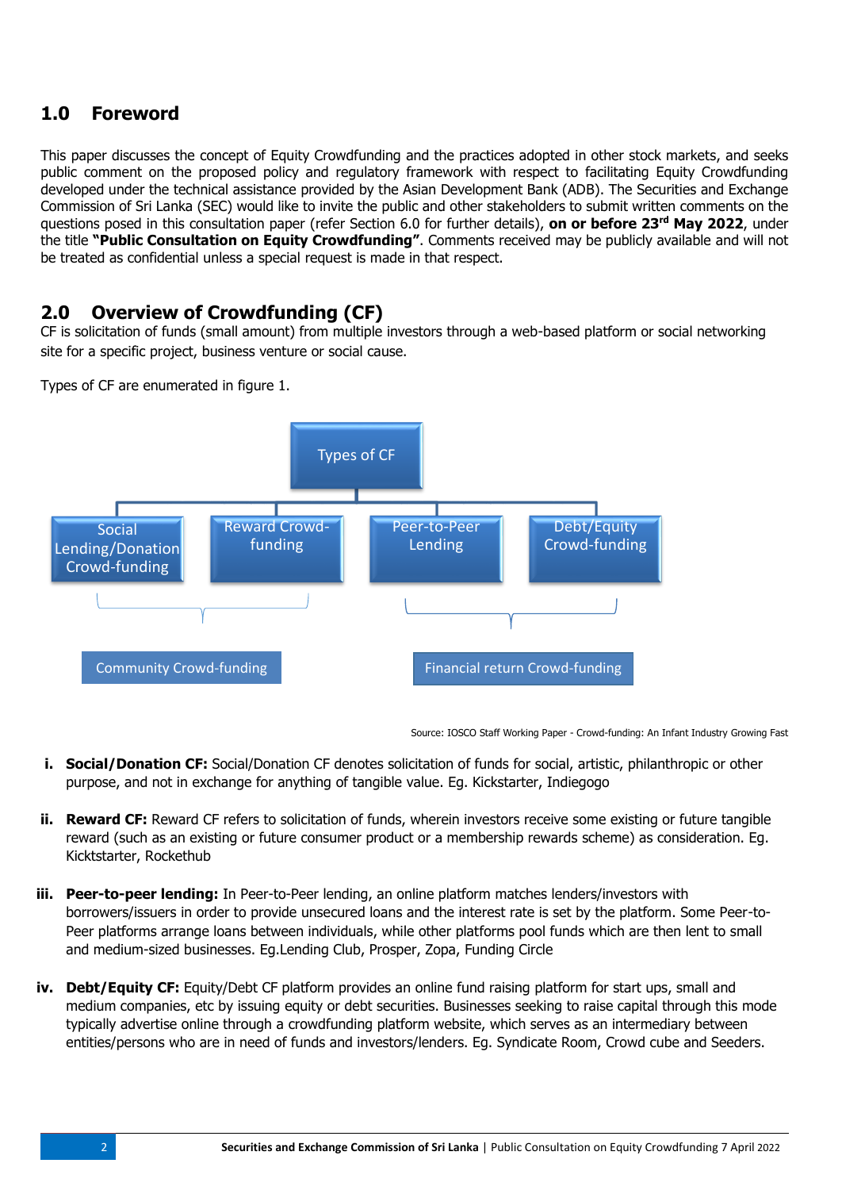## 1.0 Foreword

This paper discusses the concept of Equity Crowdfunding and the practices adopted in other stock markets, and seeks public comment on the proposed policy and regulatory framework with respect to facilitating Equity Crowdfunding developed under the technical assistance provided by the Asian Development Bank (ADB). The Securities and Exchange Commission of Sri Lanka (SEC) would like to invite the public and other stakeholders to submit written comments on the questions posed in this consultation paper (refer Section 6.0 for further details), **on or before 23rd May 2022**, under the title **"Public Consultation on Equity Crowdfunding"**. Comments received may be publicly available and will not be treated as confidential unless a special request is made in that respect.

## 2.0 Overview of Crowdfunding (CF)

CF is solicitation of funds (small amount) from multiple investors through a web-based platform or social networking site for a specific project, business venture or social cause.

Types of CF are enumerated in figure 1.

Types of CF
- Social Lending/Donation Crowd-funding
- Reward Crowd-funding
- Peer-to-Peer Lending
- Debt/Equity Crowd-funding

Community Crowd-funding (Social Lending/Donation Crowd-funding, Reward Crowd-funding)

Financial return Crowd-funding (Peer-to-Peer Lending, Debt/Equity Crowd-funding)

Source: IOSCO Staff Working Paper - Crowd-funding: An Infant Industry Growing Fast

i. **Social/Donation CF:** Social/Donation CF denotes solicitation of funds for social, artistic, philanthropic or other purpose, and not in exchange for anything of tangible value. Eg. Kickstarter, Indiegogo

ii. **Reward CF:** Reward CF refers to solicitation of funds, wherein investors receive some existing or future tangible reward (such as an existing or future consumer product or a membership rewards scheme) as consideration. Eg. Kicktstarter, Rockethub

iii. **Peer-to-peer lending:** In Peer-to-Peer lending, an online platform matches lenders/investors with borrowers/issuers in order to provide unsecured loans and the interest rate is set by the platform. Some Peer-to-Peer platforms arrange loans between individuals, while other platforms pool funds which are then lent to small and medium-sized businesses. Eg.Lending Club, Prosper, Zopa, Funding Circle

iv. **Debt/Equity CF:** Equity/Debt CF platform provides an online fund raising platform for start ups, small and medium companies, etc by issuing equity or debt securities. Businesses seeking to raise capital through this mode typically advertise online through a crowdfunding platform website, which serves as an intermediary between entities/persons who are in need of funds and investors/lenders. Eg. Syndicate Room, Crowd cube and Seeders.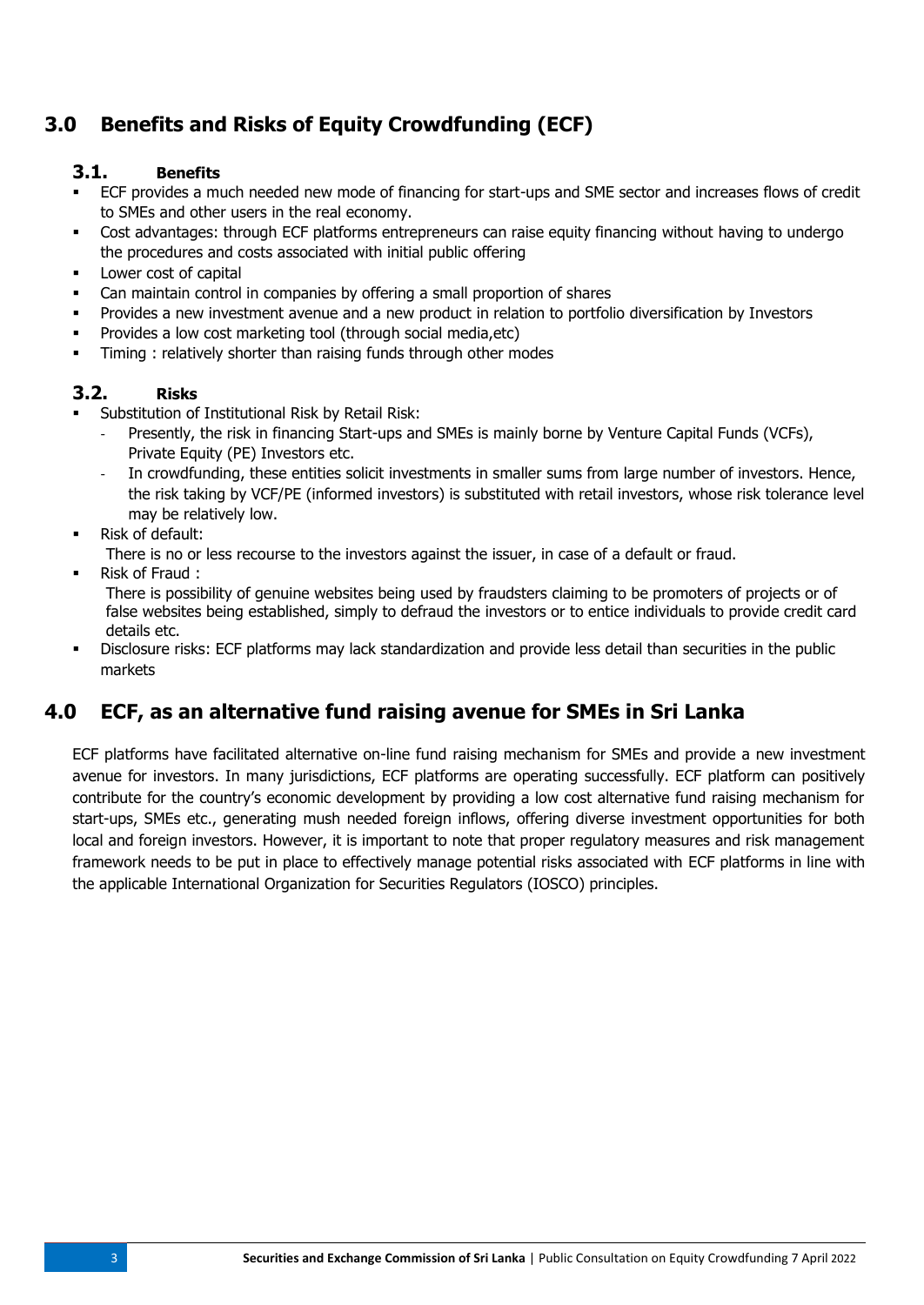## 3.0 Benefits and Risks of Equity Crowdfunding (ECF)

### 3.1. Benefits

- ECF provides a much needed new mode of financing for start-ups and SME sector and increases flows of credit to SMEs and other users in the real economy.
- Cost advantages: through ECF platforms entrepreneurs can raise equity financing without having to undergo the procedures and costs associated with initial public offering
- Lower cost of capital
- Can maintain control in companies by offering a small proportion of shares
- Provides a new investment avenue and a new product in relation to portfolio diversification by Investors
- Provides a low cost marketing tool (through social media,etc)
- Timing : relatively shorter than raising funds through other modes

### 3.2. Risks

- Substitution of Institutional Risk by Retail Risk:
  - Presently, the risk in financing Start-ups and SMEs is mainly borne by Venture Capital Funds (VCFs), Private Equity (PE) Investors etc.
  - In crowdfunding, these entities solicit investments in smaller sums from large number of investors. Hence, the risk taking by VCF/PE (informed investors) is substituted with retail investors, whose risk tolerance level may be relatively low.
- Risk of default:
  There is no or less recourse to the investors against the issuer, in case of a default or fraud.
- Risk of Fraud :
  There is possibility of genuine websites being used by fraudsters claiming to be promoters of projects or of false websites being established, simply to defraud the investors or to entice individuals to provide credit card details etc.
- Disclosure risks: ECF platforms may lack standardization and provide less detail than securities in the public markets

## 4.0 ECF, as an alternative fund raising avenue for SMEs in Sri Lanka

ECF platforms have facilitated alternative on-line fund raising mechanism for SMEs and provide a new investment avenue for investors. In many jurisdictions, ECF platforms are operating successfully. ECF platform can positively contribute for the country's economic development by providing a low cost alternative fund raising mechanism for start-ups, SMEs etc., generating mush needed foreign inflows, offering diverse investment opportunities for both local and foreign investors. However, it is important to note that proper regulatory measures and risk management framework needs to be put in place to effectively manage potential risks associated with ECF platforms in line with the applicable International Organization for Securities Regulators (IOSCO) principles.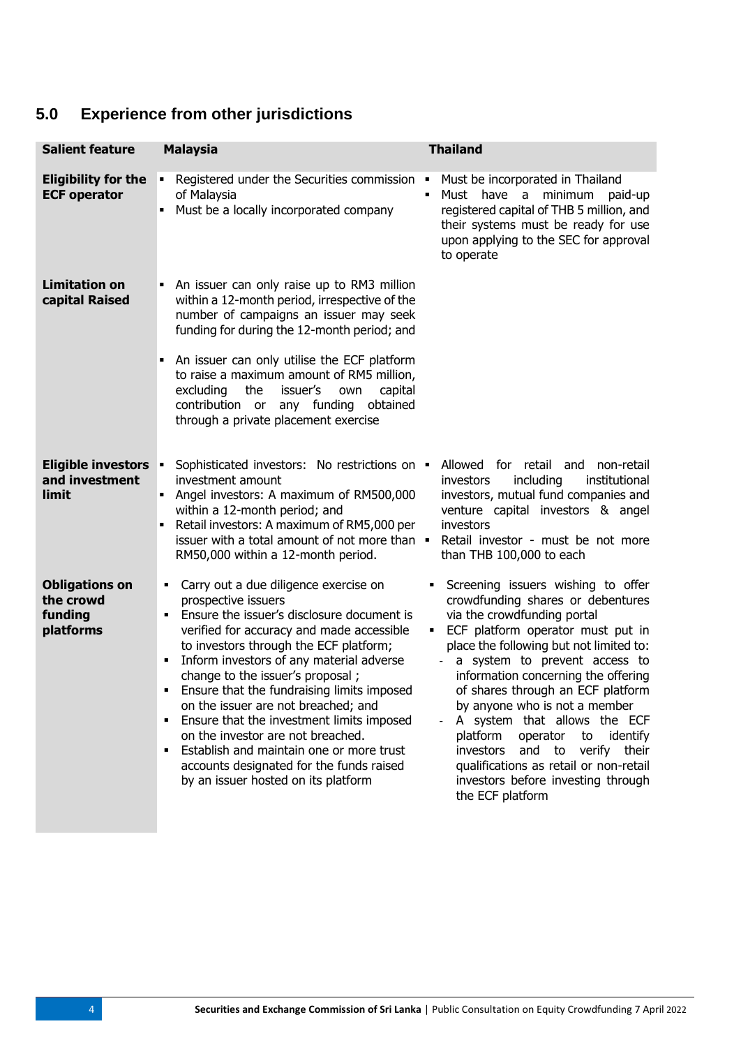## 5.0 Experience from other jurisdictions

| Salient feature | Malaysia | Thailand |
|---|---|---|
| **Eligibility for the ECF operator** | ▪ Registered under the Securities commission of Malaysia<br>▪ Must be a locally incorporated company | ▪ Must be incorporated in Thailand<br>▪ Must have a minimum paid-up registered capital of THB 5 million, and their systems must be ready for use upon applying to the SEC for approval to operate |
| **Limitation on capital Raised** | ▪ An issuer can only raise up to RM3 million within a 12-month period, irrespective of the number of campaigns an issuer may seek funding for during the 12-month period; and<br>▪ An issuer can only utilise the ECF platform to raise a maximum amount of RM5 million, excluding the issuer's own capital contribution or any funding obtained through a private placement exercise | |
| **Eligible investors and investment limit** | ▪ Sophisticated investors: No restrictions on investment amount<br>▪ Angel investors: A maximum of RM500,000 within a 12-month period; and<br>▪ Retail investors: A maximum of RM5,000 per issuer with a total amount of not more than RM50,000 within a 12-month period. | ▪ Allowed for retail and non-retail investors including institutional investors, mutual fund companies and venture capital investors & angel investors<br>▪ Retail investor - must be not more than THB 100,000 to each |
| **Obligations on the crowd funding platforms** | ▪ Carry out a due diligence exercise on prospective issuers<br>▪ Ensure the issuer's disclosure document is verified for accuracy and made accessible to investors through the ECF platform;<br>▪ Inform investors of any material adverse change to the issuer's proposal ;<br>▪ Ensure that the fundraising limits imposed on the issuer are not breached; and<br>▪ Ensure that the investment limits imposed on the investor are not breached.<br>▪ Establish and maintain one or more trust accounts designated for the funds raised by an issuer hosted on its platform | ▪ Screening issuers wishing to offer crowdfunding shares or debentures via the crowdfunding portal<br>▪ ECF platform operator must put in place the following but not limited to:<br>- a system to prevent access to information concerning the offering of shares through an ECF platform by anyone who is not a member<br>- A system that allows the ECF platform operator to identify investors and to verify their qualifications as retail or non-retail investors before investing through the ECF platform |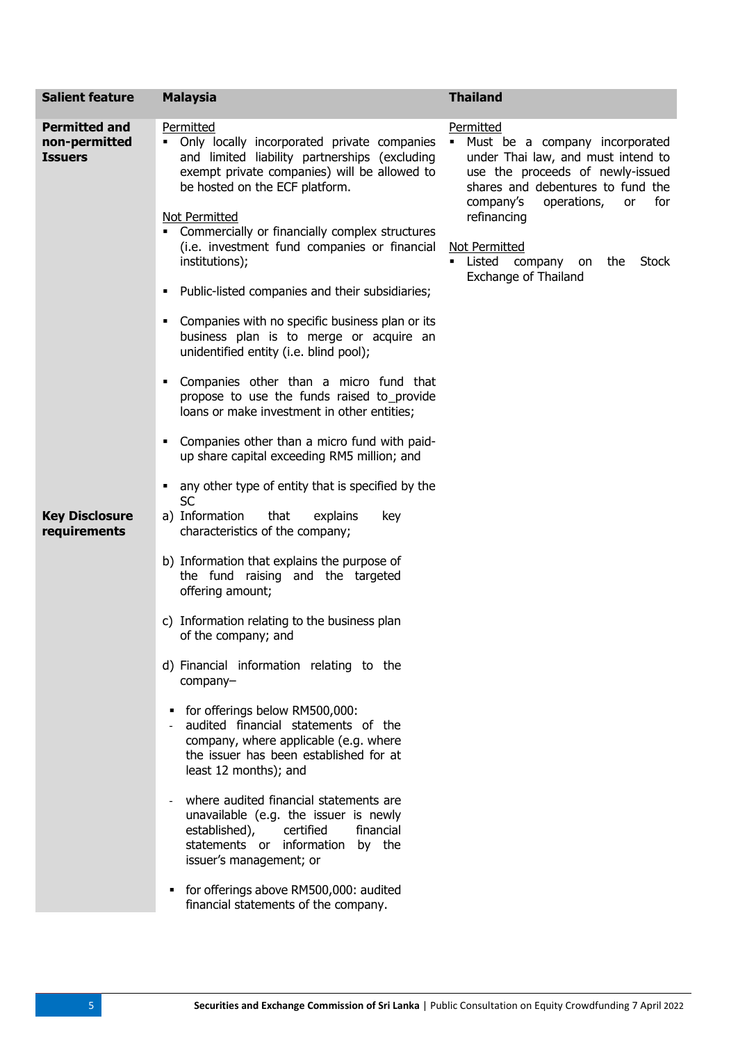| Salient feature | Malaysia | Thailand |
|---|---|---|
| **Permitted and non-permitted Issuers** | Permitted<br>▪ Only locally incorporated private companies and limited liability partnerships (excluding exempt private companies) will be allowed to be hosted on the ECF platform.<br><br>Not Permitted<br>▪ Commercially or financially complex structures (i.e. investment fund companies or financial institutions);<br>▪ Public-listed companies and their subsidiaries;<br>▪ Companies with no specific business plan or its business plan is to merge or acquire an unidentified entity (i.e. blind pool);<br>▪ Companies other than a micro fund that propose to use the funds raised to provide loans or make investment in other entities;<br>▪ Companies other than a micro fund with paid-up share capital exceeding RM5 million; and<br>▪ any other type of entity that is specified by the SC | Permitted<br>▪ Must be a company incorporated under Thai law, and must intend to use the proceeds of newly-issued shares and debentures to fund the company's operations, or for refinancing<br><br>Not Permitted<br>▪ Listed company on the Stock Exchange of Thailand |
| **Key Disclosure requirements** | a) Information that explains key characteristics of the company;<br>b) Information that explains the purpose of the fund raising and the targeted offering amount;<br>c) Information relating to the business plan of the company; and<br>d) Financial information relating to the company–<br>▪ for offerings below RM500,000:<br>- audited financial statements of the company, where applicable (e.g. where the issuer has been established for at least 12 months); and<br>- where audited financial statements are unavailable (e.g. the issuer is newly established), certified financial statements or information by the issuer's management; or<br>▪ for offerings above RM500,000: audited financial statements of the company. | |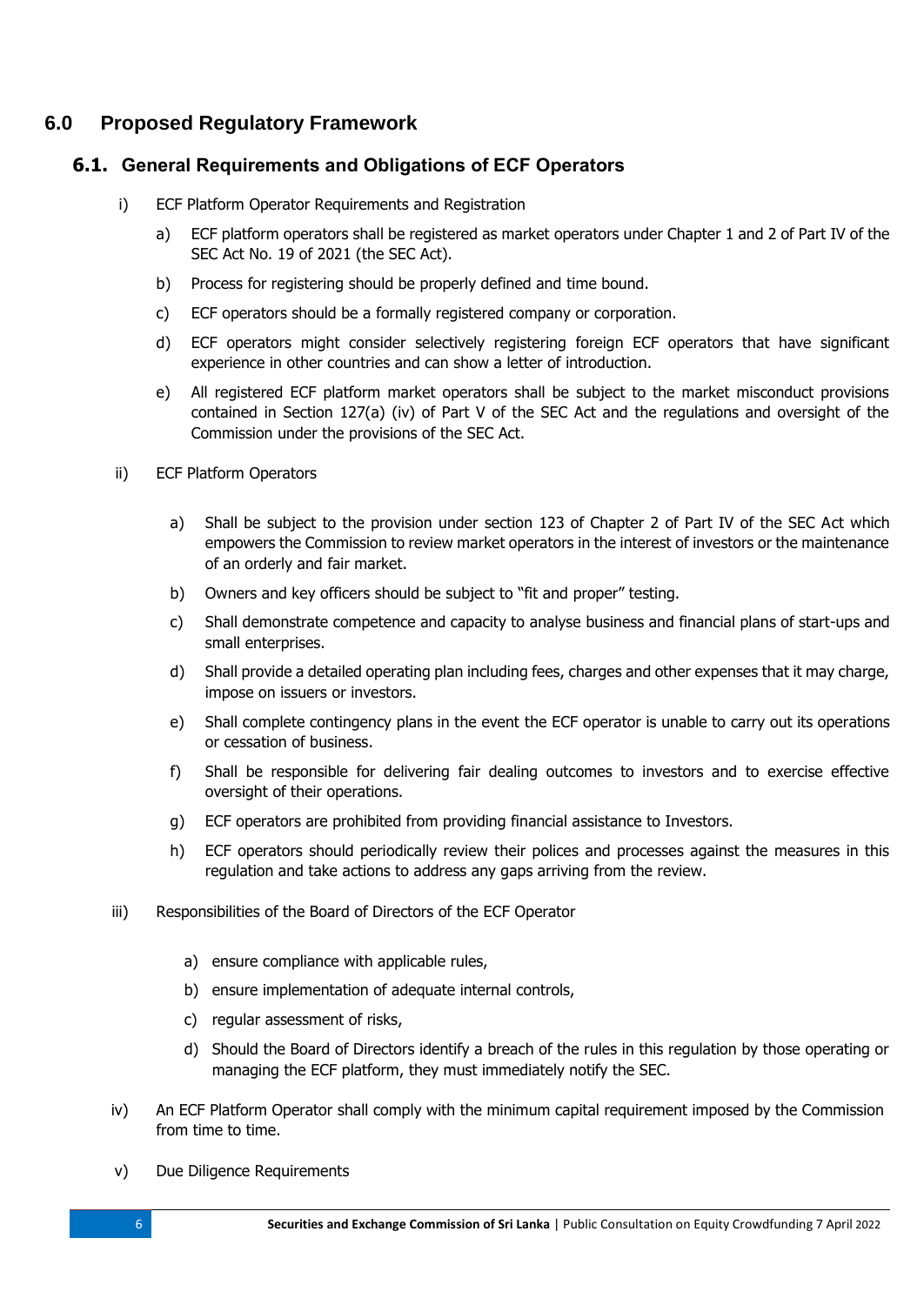# 6.0 Proposed Regulatory Framework

## 6.1. General Requirements and Obligations of ECF Operators

i) ECF Platform Operator Requirements and Registration

   a) ECF platform operators shall be registered as market operators under Chapter 1 and 2 of Part IV of the SEC Act No. 19 of 2021 (the SEC Act).

   b) Process for registering should be properly defined and time bound.

   c) ECF operators should be a formally registered company or corporation.

   d) ECF operators might consider selectively registering foreign ECF operators that have significant experience in other countries and can show a letter of introduction.

   e) All registered ECF platform market operators shall be subject to the market misconduct provisions contained in Section 127(a) (iv) of Part V of the SEC Act and the regulations and oversight of the Commission under the provisions of the SEC Act.

ii) ECF Platform Operators

   a) Shall be subject to the provision under section 123 of Chapter 2 of Part IV of the SEC Act which empowers the Commission to review market operators in the interest of investors or the maintenance of an orderly and fair market.

   b) Owners and key officers should be subject to "fit and proper" testing.

   c) Shall demonstrate competence and capacity to analyse business and financial plans of start-ups and small enterprises.

   d) Shall provide a detailed operating plan including fees, charges and other expenses that it may charge, impose on issuers or investors.

   e) Shall complete contingency plans in the event the ECF operator is unable to carry out its operations or cessation of business.

   f) Shall be responsible for delivering fair dealing outcomes to investors and to exercise effective oversight of their operations.

   g) ECF operators are prohibited from providing financial assistance to Investors.

   h) ECF operators should periodically review their polices and processes against the measures in this regulation and take actions to address any gaps arriving from the review.

iii) Responsibilities of the Board of Directors of the ECF Operator

   a) ensure compliance with applicable rules,

   b) ensure implementation of adequate internal controls,

   c) regular assessment of risks,

   d) Should the Board of Directors identify a breach of the rules in this regulation by those operating or managing the ECF platform, they must immediately notify the SEC.

iv) An ECF Platform Operator shall comply with the minimum capital requirement imposed by the Commission from time to time.

v) Due Diligence Requirements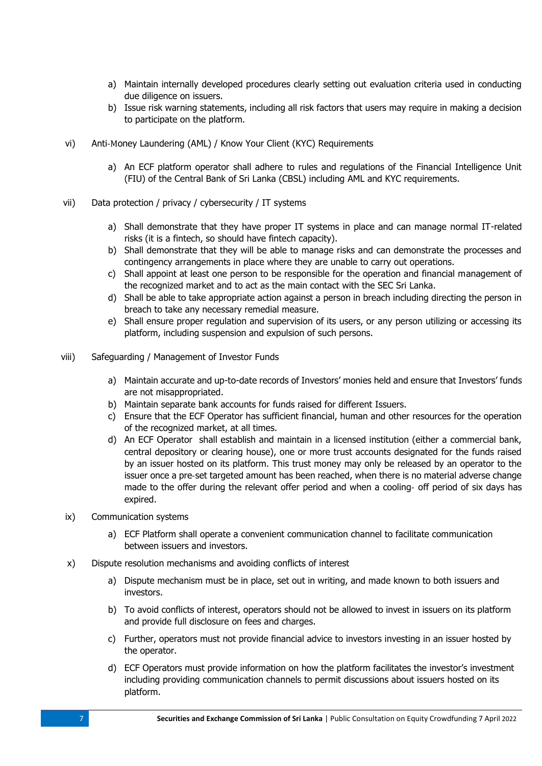a) Maintain internally developed procedures clearly setting out evaluation criteria used in conducting due diligence on issuers.
b) Issue risk warning statements, including all risk factors that users may require in making a decision to participate on the platform.

vi) Anti-Money Laundering (AML) / Know Your Client (KYC) Requirements

a) An ECF platform operator shall adhere to rules and regulations of the Financial Intelligence Unit (FIU) of the Central Bank of Sri Lanka (CBSL) including AML and KYC requirements.

vii) Data protection / privacy / cybersecurity / IT systems

a) Shall demonstrate that they have proper IT systems in place and can manage normal IT-related risks (it is a fintech, so should have fintech capacity).
b) Shall demonstrate that they will be able to manage risks and can demonstrate the processes and contingency arrangements in place where they are unable to carry out operations.
c) Shall appoint at least one person to be responsible for the operation and financial management of the recognized market and to act as the main contact with the SEC Sri Lanka.
d) Shall be able to take appropriate action against a person in breach including directing the person in breach to take any necessary remedial measure.
e) Shall ensure proper regulation and supervision of its users, or any person utilizing or accessing its platform, including suspension and expulsion of such persons.

viii) Safeguarding / Management of Investor Funds

a) Maintain accurate and up-to-date records of Investors' monies held and ensure that Investors' funds are not misappropriated.
b) Maintain separate bank accounts for funds raised for different Issuers.
c) Ensure that the ECF Operator has sufficient financial, human and other resources for the operation of the recognized market, at all times.
d) An ECF Operator shall establish and maintain in a licensed institution (either a commercial bank, central depository or clearing house), one or more trust accounts designated for the funds raised by an issuer hosted on its platform. This trust money may only be released by an operator to the issuer once a pre-set targeted amount has been reached, when there is no material adverse change made to the offer during the relevant offer period and when a cooling- off period of six days has expired.

ix) Communication systems

a) ECF Platform shall operate a convenient communication channel to facilitate communication between issuers and investors.

x) Dispute resolution mechanisms and avoiding conflicts of interest

a) Dispute mechanism must be in place, set out in writing, and made known to both issuers and investors.

b) To avoid conflicts of interest, operators should not be allowed to invest in issuers on its platform and provide full disclosure on fees and charges.

c) Further, operators must not provide financial advice to investors investing in an issuer hosted by the operator.

d) ECF Operators must provide information on how the platform facilitates the investor's investment including providing communication channels to permit discussions about issuers hosted on its platform.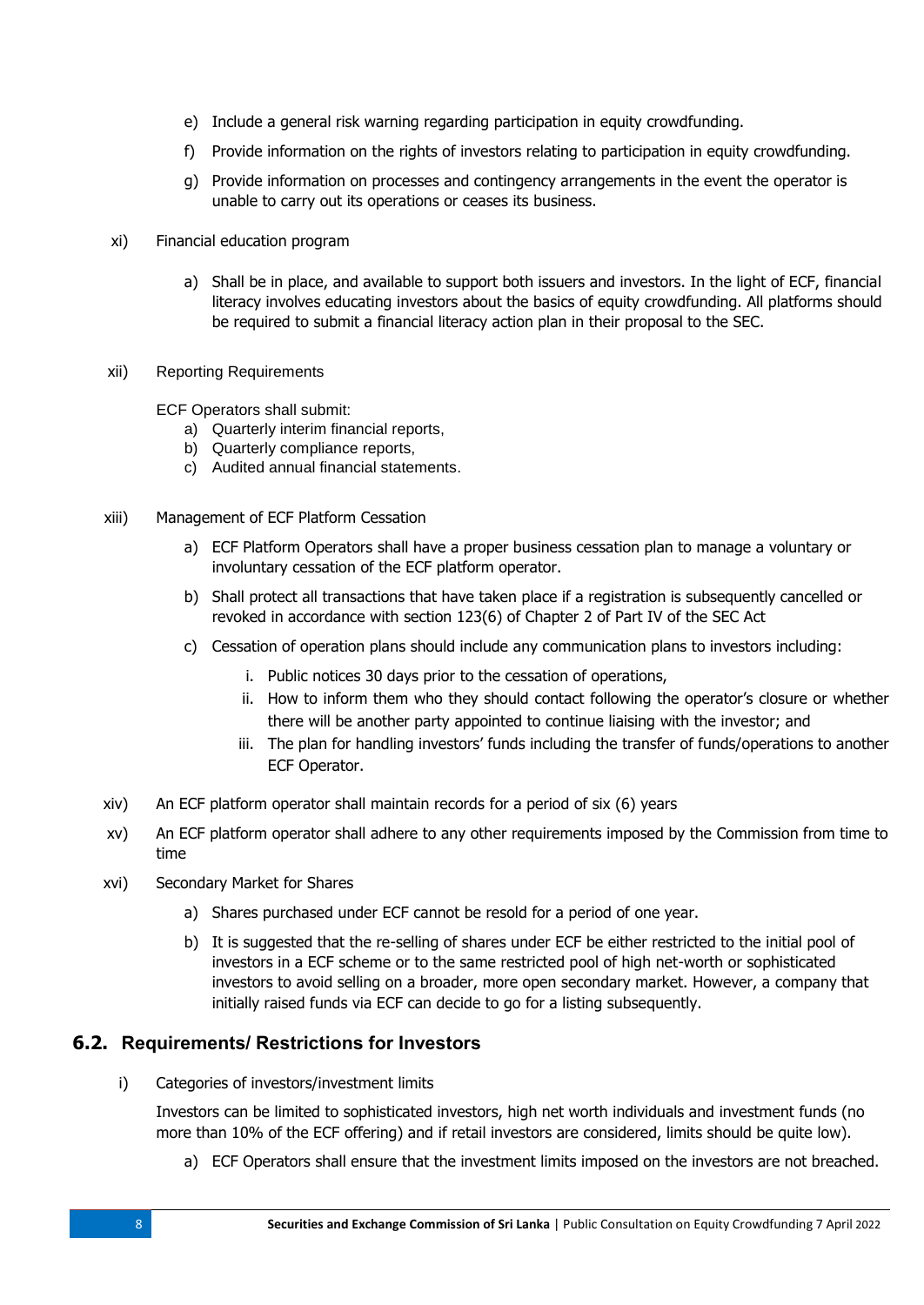e) Include a general risk warning regarding participation in equity crowdfunding.

f) Provide information on the rights of investors relating to participation in equity crowdfunding.

g) Provide information on processes and contingency arrangements in the event the operator is unable to carry out its operations or ceases its business.

xi) Financial education program

a) Shall be in place, and available to support both issuers and investors. In the light of ECF, financial literacy involves educating investors about the basics of equity crowdfunding. All platforms should be required to submit a financial literacy action plan in their proposal to the SEC.

xii) Reporting Requirements

ECF Operators shall submit:

a) Quarterly interim financial reports,
b) Quarterly compliance reports,
c) Audited annual financial statements.

xiii) Management of ECF Platform Cessation

a) ECF Platform Operators shall have a proper business cessation plan to manage a voluntary or involuntary cessation of the ECF platform operator.

b) Shall protect all transactions that have taken place if a registration is subsequently cancelled or revoked in accordance with section 123(6) of Chapter 2 of Part IV of the SEC Act

c) Cessation of operation plans should include any communication plans to investors including:

i. Public notices 30 days prior to the cessation of operations,
ii. How to inform them who they should contact following the operator's closure or whether there will be another party appointed to continue liaising with the investor; and
iii. The plan for handling investors' funds including the transfer of funds/operations to another ECF Operator.

xiv) An ECF platform operator shall maintain records for a period of six (6) years

xv) An ECF platform operator shall adhere to any other requirements imposed by the Commission from time to time

xvi) Secondary Market for Shares

a) Shares purchased under ECF cannot be resold for a period of one year.

b) It is suggested that the re-selling of shares under ECF be either restricted to the initial pool of investors in a ECF scheme or to the same restricted pool of high net-worth or sophisticated investors to avoid selling on a broader, more open secondary market. However, a company that initially raised funds via ECF can decide to go for a listing subsequently.

## 6.2. Requirements/ Restrictions for Investors

i) Categories of investors/investment limits

Investors can be limited to sophisticated investors, high net worth individuals and investment funds (no more than 10% of the ECF offering) and if retail investors are considered, limits should be quite low).

a) ECF Operators shall ensure that the investment limits imposed on the investors are not breached.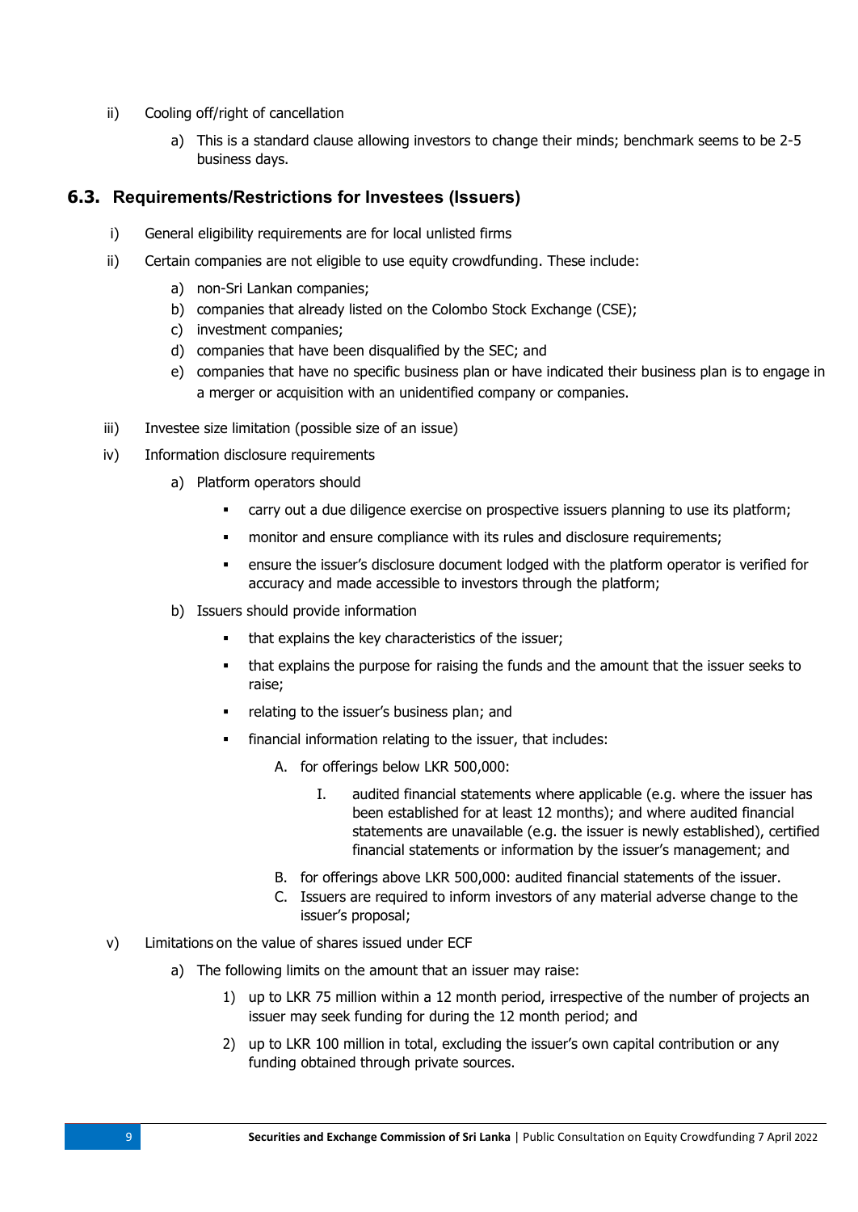ii) Cooling off/right of cancellation

  a) This is a standard clause allowing investors to change their minds; benchmark seems to be 2-5 business days.

## 6.3. Requirements/Restrictions for Investees (Issuers)

i) General eligibility requirements are for local unlisted firms

ii) Certain companies are not eligible to use equity crowdfunding. These include:

  a) non-Sri Lankan companies;
  b) companies that already listed on the Colombo Stock Exchange (CSE);
  c) investment companies;
  d) companies that have been disqualified by the SEC; and
  e) companies that have no specific business plan or have indicated their business plan is to engage in a merger or acquisition with an unidentified company or companies.

iii) Investee size limitation (possible size of an issue)

iv) Information disclosure requirements

  a) Platform operators should

    - carry out a due diligence exercise on prospective issuers planning to use its platform;
    - monitor and ensure compliance with its rules and disclosure requirements;
    - ensure the issuer's disclosure document lodged with the platform operator is verified for accuracy and made accessible to investors through the platform;

  b) Issuers should provide information

    - that explains the key characteristics of the issuer;
    - that explains the purpose for raising the funds and the amount that the issuer seeks to raise;
    - relating to the issuer's business plan; and
    - financial information relating to the issuer, that includes:

      A. for offerings below LKR 500,000:

        I. audited financial statements where applicable (e.g. where the issuer has been established for at least 12 months); and where audited financial statements are unavailable (e.g. the issuer is newly established), certified financial statements or information by the issuer's management; and

      B. for offerings above LKR 500,000: audited financial statements of the issuer.

      C. Issuers are required to inform investors of any material adverse change to the issuer's proposal;

v) Limitations on the value of shares issued under ECF

  a) The following limits on the amount that an issuer may raise:

    1) up to LKR 75 million within a 12 month period, irrespective of the number of projects an issuer may seek funding for during the 12 month period; and

    2) up to LKR 100 million in total, excluding the issuer's own capital contribution or any funding obtained through private sources.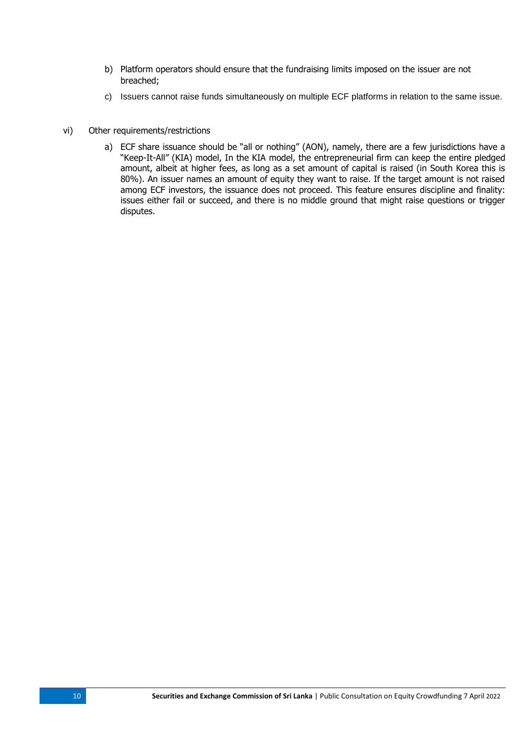b) Platform operators should ensure that the fundraising limits imposed on the issuer are not breached;

c) Issuers cannot raise funds simultaneously on multiple ECF platforms in relation to the same issue.

vi) Other requirements/restrictions

a) ECF share issuance should be "all or nothing" (AON), namely, there are a few jurisdictions have a "Keep-It-All" (KIA) model, In the KIA model, the entrepreneurial firm can keep the entire pledged amount, albeit at higher fees, as long as a set amount of capital is raised (in South Korea this is 80%). An issuer names an amount of equity they want to raise. If the target amount is not raised among ECF investors, the issuance does not proceed. This feature ensures discipline and finality: issues either fail or succeed, and there is no middle ground that might raise questions or trigger disputes.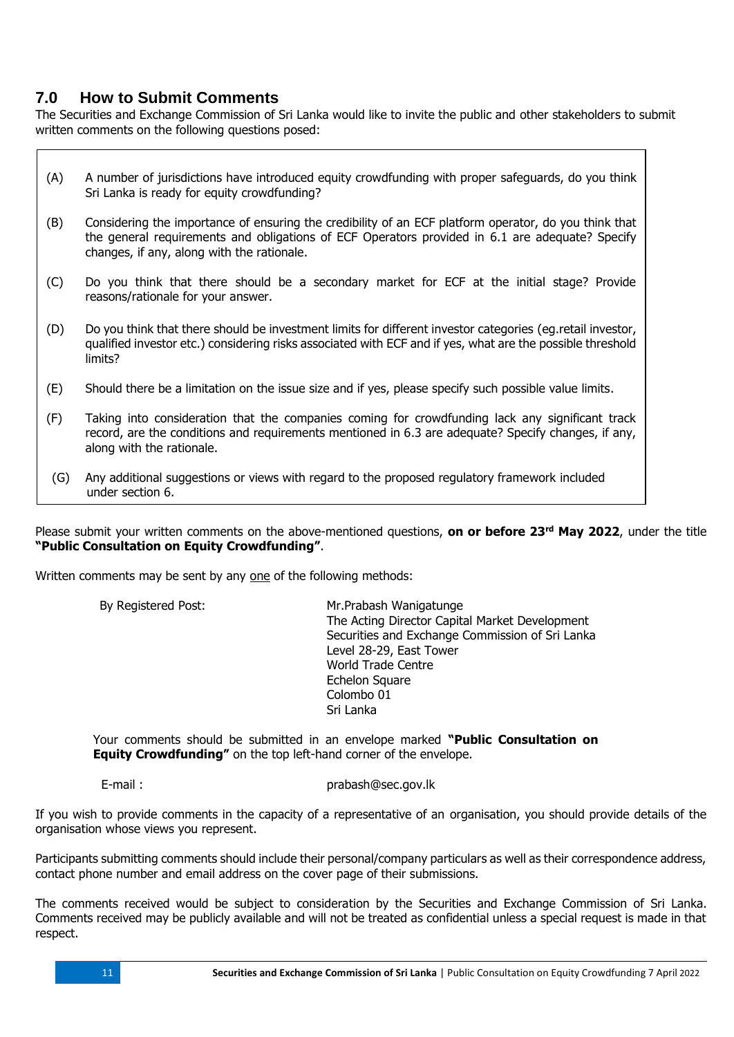## 7.0 How to Submit Comments

The Securities and Exchange Commission of Sri Lanka would like to invite the public and other stakeholders to submit written comments on the following questions posed:

(A) A number of jurisdictions have introduced equity crowdfunding with proper safeguards, do you think Sri Lanka is ready for equity crowdfunding?

(B) Considering the importance of ensuring the credibility of an ECF platform operator, do you think that the general requirements and obligations of ECF Operators provided in 6.1 are adequate? Specify changes, if any, along with the rationale.

(C) Do you think that there should be a secondary market for ECF at the initial stage? Provide reasons/rationale for your answer.

(D) Do you think that there should be investment limits for different investor categories (eg.retail investor, qualified investor etc.) considering risks associated with ECF and if yes, what are the possible threshold limits?

(E) Should there be a limitation on the issue size and if yes, please specify such possible value limits.

(F) Taking into consideration that the companies coming for crowdfunding lack any significant track record, are the conditions and requirements mentioned in 6.3 are adequate? Specify changes, if any, along with the rationale.

(G) Any additional suggestions or views with regard to the proposed regulatory framework included under section 6.

Please submit your written comments on the above-mentioned questions, **on or before 23rd May 2022**, under the title **"Public Consultation on Equity Crowdfunding"**.

Written comments may be sent by any <u>one</u> of the following methods:

By Registered Post:

Mr.Prabash Wanigatunge
The Acting Director Capital Market Development
Securities and Exchange Commission of Sri Lanka
Level 28-29, East Tower
World Trade Centre
Echelon Square
Colombo 01
Sri Lanka

Your comments should be submitted in an envelope marked **"Public Consultation on Equity Crowdfunding"** on the top left-hand corner of the envelope.

E-mail : prabash@sec.gov.lk

If you wish to provide comments in the capacity of a representative of an organisation, you should provide details of the organisation whose views you represent.

Participants submitting comments should include their personal/company particulars as well as their correspondence address, contact phone number and email address on the cover page of their submissions.

The comments received would be subject to consideration by the Securities and Exchange Commission of Sri Lanka. Comments received may be publicly available and will not be treated as confidential unless a special request is made in that respect.